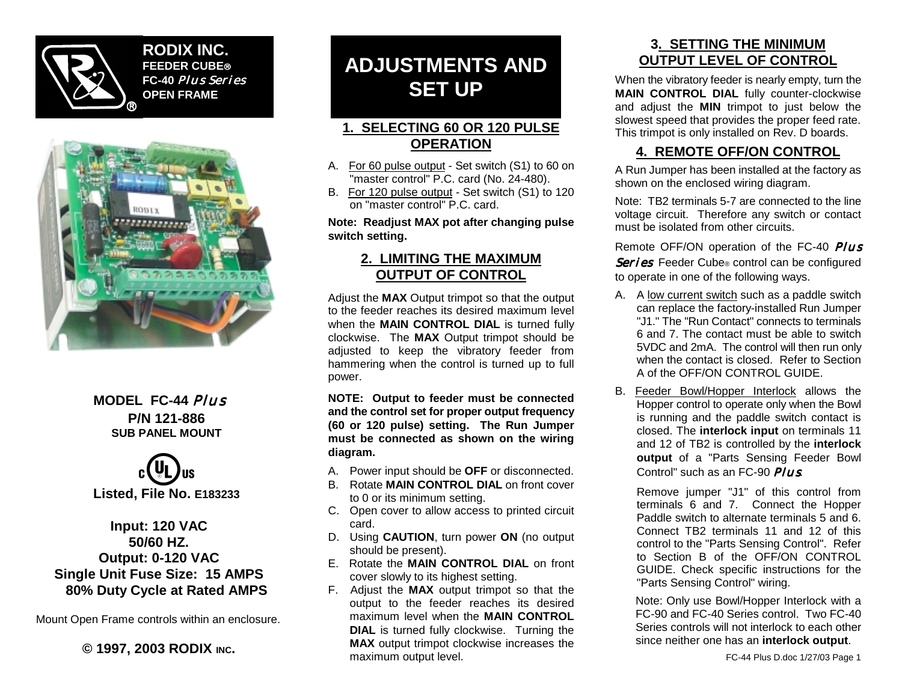**RODIX INC.**
**FEEDER CUBE®**
**FC-40 *Plus Series***
**OPEN FRAME**

**MODEL FC-44 *Plus***
**P/N 121-886**
**SUB PANEL MOUNT**

**Listed, File No. E183233**

**Input: 120 VAC**
**50/60 HZ.**
**Output: 0-120 VAC**
**Single Unit Fuse Size: 15 AMPS**
**80% Duty Cycle at Rated AMPS**

Mount Open Frame controls within an enclosure.

**© 1997, 2003 RODIX INC.**

# ADJUSTMENTS AND SET UP

## 1. SELECTING 60 OR 120 PULSE OPERATION

A. For 60 pulse output - Set switch (S1) to 60 on "master control" P.C. card (No. 24-480).

B. For 120 pulse output - Set switch (S1) to 120 on "master control" P.C. card.

**Note: Readjust MAX pot after changing pulse switch setting.**

## 2. LIMITING THE MAXIMUM OUTPUT OF CONTROL

Adjust the **MAX** Output trimpot so that the output to the feeder reaches its desired maximum level when the **MAIN CONTROL DIAL** is turned fully clockwise. The **MAX** Output trimpot should be adjusted to keep the vibratory feeder from hammering when the control is turned up to full power.

**NOTE: Output to feeder must be connected and the control set for proper output frequency (60 or 120 pulse) setting. The Run Jumper must be connected as shown on the wiring diagram.**

A. Power input should be **OFF** or disconnected.

B. Rotate **MAIN CONTROL DIAL** on front cover to 0 or its minimum setting.

C. Open cover to allow access to printed circuit card.

D. Using **CAUTION**, turn power **ON** (no output should be present).

E. Rotate the **MAIN CONTROL DIAL** on front cover slowly to its highest setting.

F. Adjust the **MAX** output trimpot so that the output to the feeder reaches its desired maximum level when the **MAIN CONTROL DIAL** is turned fully clockwise. Turning the **MAX** output trimpot clockwise increases the maximum output level.

## 3. SETTING THE MINIMUM OUTPUT LEVEL OF CONTROL

When the vibratory feeder is nearly empty, turn the **MAIN CONTROL DIAL** fully counter-clockwise and adjust the **MIN** trimpot to just below the slowest speed that provides the proper feed rate. This trimpot is only installed on Rev. D boards.

## 4. REMOTE OFF/ON CONTROL

A Run Jumper has been installed at the factory as shown on the enclosed wiring diagram.

Note: TB2 terminals 5-7 are connected to the line voltage circuit. Therefore any switch or contact must be isolated from other circuits.

Remote OFF/ON operation of the FC-40 *Plus Series* Feeder Cube® control can be configured to operate in one of the following ways.

A. A low current switch such as a paddle switch can replace the factory-installed Run Jumper "J1." The "Run Contact" connects to terminals 6 and 7. The contact must be able to switch 5VDC and 2mA. The control will then run only when the contact is closed. Refer to Section A of the OFF/ON CONTROL GUIDE.

B. Feeder Bowl/Hopper Interlock allows the Hopper control to operate only when the Bowl is running and the paddle switch contact is closed. The **interlock input** on terminals 11 and 12 of TB2 is controlled by the **interlock output** of a "Parts Sensing Feeder Bowl Control" such as an FC-90 *Plus*.

   Remove jumper "J1" of this control from terminals 6 and 7. Connect the Hopper Paddle switch to alternate terminals 5 and 6. Connect TB2 terminals 11 and 12 of this control to the "Parts Sensing Control". Refer to Section B of the OFF/ON CONTROL GUIDE. Check specific instructions for the "Parts Sensing Control" wiring.

   Note: Only use Bowl/Hopper Interlock with a FC-90 and FC-40 Series control. Two FC-40 Series controls will not interlock to each other since neither one has an **interlock output**.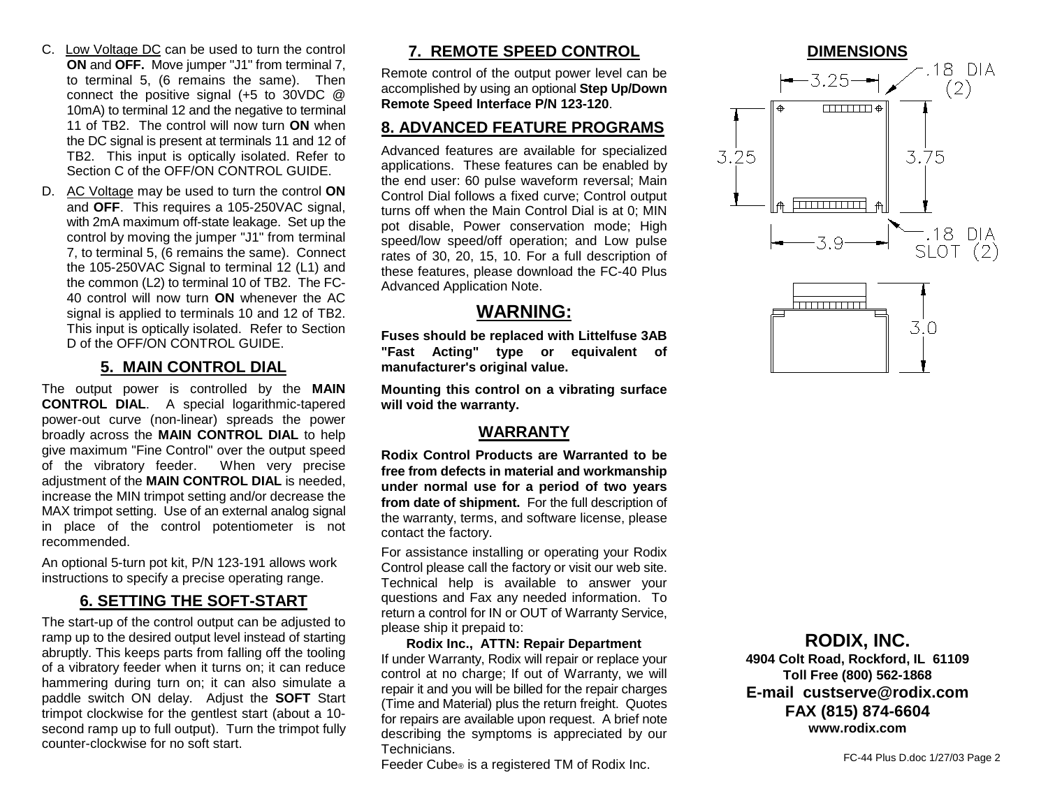C. Low Voltage DC can be used to turn the control **ON** and **OFF.** Move jumper "J1" from terminal 7, to terminal 5, (6 remains the same). Then connect the positive signal (+5 to 30VDC @ 10mA) to terminal 12 and the negative to terminal 11 of TB2. The control will now turn **ON** when the DC signal is present at terminals 11 and 12 of TB2. This input is optically isolated. Refer to Section C of the OFF/ON CONTROL GUIDE.

D. AC Voltage may be used to turn the control **ON** and **OFF**. This requires a 105-250VAC signal, with 2mA maximum off-state leakage. Set up the control by moving the jumper "J1" from terminal 7, to terminal 5, (6 remains the same). Connect the 105-250VAC Signal to terminal 12 (L1) and the common (L2) to terminal 10 of TB2. The FC-40 control will now turn **ON** whenever the AC signal is applied to terminals 10 and 12 of TB2. This input is optically isolated. Refer to Section D of the OFF/ON CONTROL GUIDE.

## 5. MAIN CONTROL DIAL

The output power is controlled by the **MAIN CONTROL DIAL**. A special logarithmic-tapered power-out curve (non-linear) spreads the power broadly across the **MAIN CONTROL DIAL** to help give maximum "Fine Control" over the output speed of the vibratory feeder. When very precise adjustment of the **MAIN CONTROL DIAL** is needed, increase the MIN trimpot setting and/or decrease the MAX trimpot setting. Use of an external analog signal in place of the control potentiometer is not recommended.

An optional 5-turn pot kit, P/N 123-191 allows work instructions to specify a precise operating range.

## 6. SETTING THE SOFT-START

The start-up of the control output can be adjusted to ramp up to the desired output level instead of starting abruptly. This keeps parts from falling off the tooling of a vibratory feeder when it turns on; it can reduce hammering during turn on; it can also simulate a paddle switch ON delay. Adjust the **SOFT** Start trimpot clockwise for the gentlest start (about a 10-second ramp up to full output). Turn the trimpot fully counter-clockwise for no soft start.

## 7. REMOTE SPEED CONTROL

Remote control of the output power level can be accomplished by using an optional **Step Up/Down Remote Speed Interface P/N 123-120**.

## 8. ADVANCED FEATURE PROGRAMS

Advanced features are available for specialized applications. These features can be enabled by the end user: 60 pulse waveform reversal; Main Control Dial follows a fixed curve; Control output turns off when the Main Control Dial is at 0; MIN pot disable, Power conservation mode; High speed/low speed/off operation; and Low pulse rates of 30, 20, 15, 10. For a full description of these features, please download the FC-40 Plus Advanced Application Note.

## WARNING:

**Fuses should be replaced with Littelfuse 3AB "Fast Acting" type or equivalent of manufacturer's original value.**

**Mounting this control on a vibrating surface will void the warranty.**

## WARRANTY

**Rodix Control Products are Warranted to be free from defects in material and workmanship under normal use for a period of two years from date of shipment.** For the full description of the warranty, terms, and software license, please contact the factory.

For assistance installing or operating your Rodix Control please call the factory or visit our web site. Technical help is available to answer your questions and Fax any needed information. To return a control for IN or OUT of Warranty Service, please ship it prepaid to:

**Rodix Inc., ATTN: Repair Department**

If under Warranty, Rodix will repair or replace your control at no charge; If out of Warranty, we will repair it and you will be billed for the repair charges (Time and Material) plus the return freight. Quotes for repairs are available upon request. A brief note describing the symptoms is appreciated by our Technicians.

Feeder Cube® is a registered TM of Rodix Inc.

## DIMENSIONS

3.25 — .18 DIA (2) — 3.25 — 3.75 — 3.9 — .18 DIA SLOT (2) — 3.0

**RODIX, INC.**
**4904 Colt Road, Rockford, IL 61109**
**Toll Free (800) 562-1868**
**E-mail custserve@rodix.com**
**FAX (815) 874-6604**
**www.rodix.com**

FC-44 Plus D.doc 1/27/03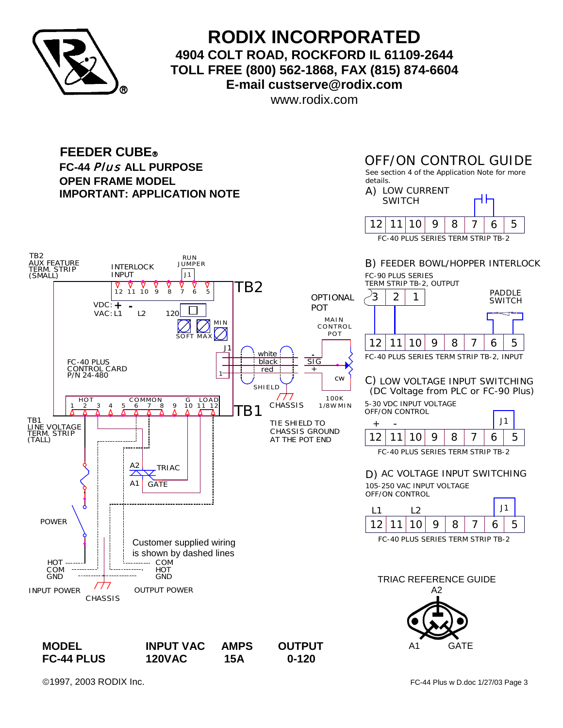# RODIX INCORPORATED

**4904 COLT ROAD, ROCKFORD IL 61109-2644**
**TOLL FREE (800) 562-1868, FAX (815) 874-6604**
**E-mail custserve@rodix.com**
www.rodix.com

## FEEDER CUBE®

**FC-44 *Plus* ALL PURPOSE**
**OPEN FRAME MODEL**
**IMPORTANT: APPLICATION NOTE**

TB2
AUX FEATURE
TERM. STRIP
(SMALL)

INTERLOCK
INPUT

RUN
JUMPER
J1

12 11 10 9 8 7 6 5

TB2

VDC: + -
VAC: L1 L2
120

MIN
SOFT MAX

J1

FC-40 PLUS
CONTROL CARD
P/N 24-480

white
black
red

SHIELD

OPTIONAL
POT

MAIN
CONTROL
POT

\-
SIG
\+

CW

100K
1/8W MIN

CHASSIS

TIE SHIELD TO
CHASSIS GROUND
AT THE POT END

HOT COMMON G LOAD
1 2 3 4 5 6 7 8 9 10 11 12

TB1

TB1
LINE VOLTAGE
TERM. STRIP
(TALL)

A2
TRIAC
A1
GATE

POWER

Customer supplied wiring
is shown by dashed lines

HOT
COM
GND

COM
HOT
GND

INPUT POWER

CHASSIS

OUTPUT POWER

## OFF/ON CONTROL GUIDE

See section 4 of the Application Note for more details.

A) LOW CURRENT SWITCH

12 11 10 9 8 7 6 5

FC-40 PLUS SERIES TERM STRIP TB-2

B) FEEDER BOWL/HOPPER INTERLOCK

FC-90 PLUS SERIES
TERM STRIP TB-2, OUTPUT

3 2 1

PADDLE
SWITCH

12 11 10 9 8 7 6 5

FC-40 PLUS SERIES TERM STRIP TB-2, INPUT

C) LOW VOLTAGE INPUT SWITCHING
(DC Voltage from PLC or FC-90 Plus)

5-30 VDC INPUT VOLTAGE
OFF/ON CONTROL

\+ -
J1

12 11 10 9 8 7 6 5

FC-40 PLUS SERIES TERM STRIP TB-2

D) AC VOLTAGE INPUT SWITCHING

105-250 VAC INPUT VOLTAGE
OFF/ON CONTROL

L1 L2
J1

12 11 10 9 8 7 6 5

FC-40 PLUS SERIES TERM STRIP TB-2

TRIAC REFERENCE GUIDE

A2
A1 GATE

| MODEL | INPUT VAC | AMPS | OUTPUT |
|---|---|---|---|
| FC-44 PLUS | 120VAC | 15A | 0-120 |

©1997, 2003 RODIX Inc.